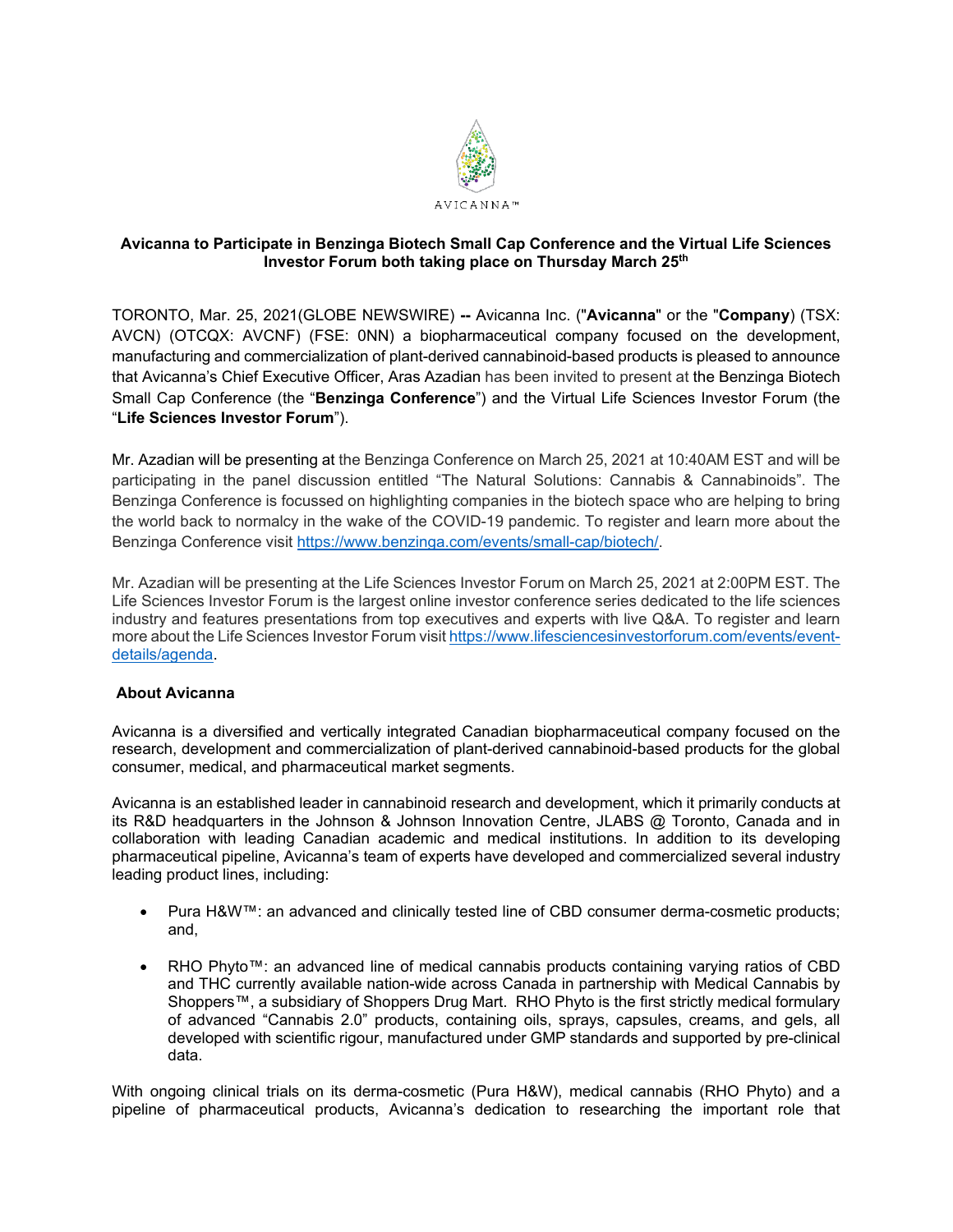AVICANNA™

**Avicanna to Participate in Benzinga Biotech Small Cap Conference and the Virtual Life Sciences Investor Forum both taking place on Thursday March 25th**

TORONTO, Mar. 25, 2021(GLOBE NEWSWIRE) **--** Avicanna Inc. ("**Avicanna**" or the "**Company**) (TSX: AVCN) (OTCQX: AVCNF) (FSE: 0NN) a biopharmaceutical company focused on the development, manufacturing and commercialization of plant-derived cannabinoid-based products is pleased to announce that Avicanna's Chief Executive Officer, Aras Azadian has been invited to present at the Benzinga Biotech Small Cap Conference (the "**Benzinga Conference**") and the Virtual Life Sciences Investor Forum (the "**Life Sciences Investor Forum**").

Mr. Azadian will be presenting at the Benzinga Conference on March 25, 2021 at 10:40AM EST and will be participating in the panel discussion entitled "The Natural Solutions: Cannabis & Cannabinoids". The Benzinga Conference is focussed on highlighting companies in the biotech space who are helping to bring the world back to normalcy in the wake of the COVID-19 pandemic. To register and learn more about the Benzinga Conference visit https://www.benzinga.com/events/small-cap/biotech/.

Mr. Azadian will be presenting at the Life Sciences Investor Forum on March 25, 2021 at 2:00PM EST. The Life Sciences Investor Forum is the largest online investor conference series dedicated to the life sciences industry and features presentations from top executives and experts with live Q&A. To register and learn more about the Life Sciences Investor Forum visit https://www.lifesciencesinvestorforum.com/events/event-details/agenda.

**About Avicanna**

Avicanna is a diversified and vertically integrated Canadian biopharmaceutical company focused on the research, development and commercialization of plant-derived cannabinoid-based products for the global consumer, medical, and pharmaceutical market segments.

Avicanna is an established leader in cannabinoid research and development, which it primarily conducts at its R&D headquarters in the Johnson & Johnson Innovation Centre, JLABS @ Toronto, Canada and in collaboration with leading Canadian academic and medical institutions. In addition to its developing pharmaceutical pipeline, Avicanna's team of experts have developed and commercialized several industry leading product lines, including:

- Pura H&W™: an advanced and clinically tested line of CBD consumer derma-cosmetic products; and,
- RHO Phyto™: an advanced line of medical cannabis products containing varying ratios of CBD and THC currently available nation-wide across Canada in partnership with Medical Cannabis by Shoppers™, a subsidiary of Shoppers Drug Mart. RHO Phyto is the first strictly medical formulary of advanced "Cannabis 2.0" products, containing oils, sprays, capsules, creams, and gels, all developed with scientific rigour, manufactured under GMP standards and supported by pre-clinical data.

With ongoing clinical trials on its derma-cosmetic (Pura H&W), medical cannabis (RHO Phyto) and a pipeline of pharmaceutical products, Avicanna's dedication to researching the important role that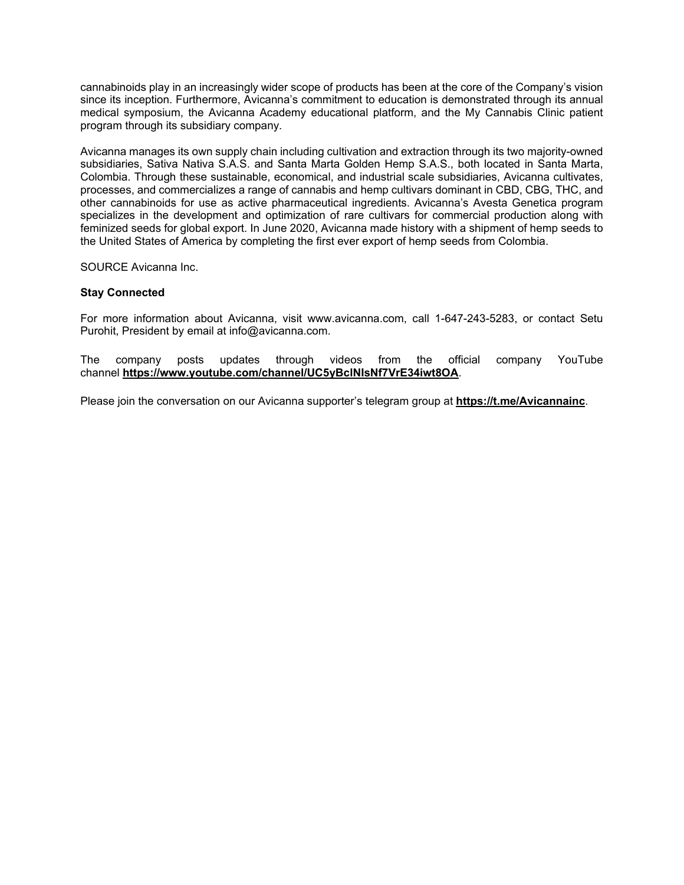cannabinoids play in an increasingly wider scope of products has been at the core of the Company's vision since its inception. Furthermore, Avicanna's commitment to education is demonstrated through its annual medical symposium, the Avicanna Academy educational platform, and the My Cannabis Clinic patient program through its subsidiary company.

Avicanna manages its own supply chain including cultivation and extraction through its two majority-owned subsidiaries, Sativa Nativa S.A.S. and Santa Marta Golden Hemp S.A.S., both located in Santa Marta, Colombia. Through these sustainable, economical, and industrial scale subsidiaries, Avicanna cultivates, processes, and commercializes a range of cannabis and hemp cultivars dominant in CBD, CBG, THC, and other cannabinoids for use as active pharmaceutical ingredients. Avicanna's Avesta Genetica program specializes in the development and optimization of rare cultivars for commercial production along with feminized seeds for global export. In June 2020, Avicanna made history with a shipment of hemp seeds to the United States of America by completing the first ever export of hemp seeds from Colombia.

SOURCE Avicanna Inc.

**Stay Connected**

For more information about Avicanna, visit www.avicanna.com, call 1-647-243-5283, or contact Setu Purohit, President by email at info@avicanna.com.

The company posts updates through videos from the official company YouTube channel **https://www.youtube.com/channel/UC5yBclNIsNf7VrE34iwt8OA**.

Please join the conversation on our Avicanna supporter's telegram group at **https://t.me/Avicannainc**.